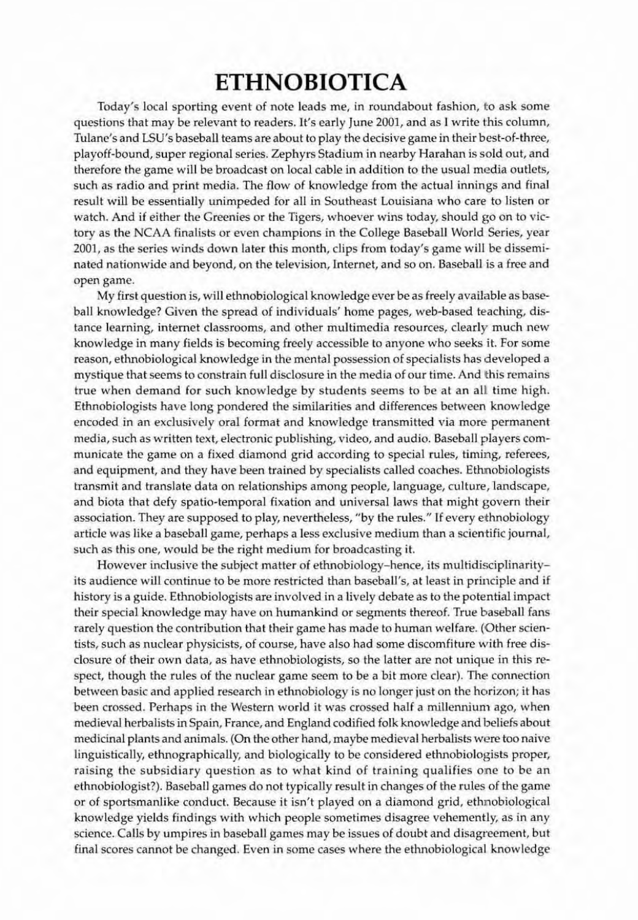# ETHNOBIOTICA

Today's local sporting event of note leads me, in roundabout fashion, to ask some questions that may be relevant to readers. It's early June 2001, and as I write this column, Tulane's and LSU's baseball teams are about to play the decisive game in their best-of-three, playoff-bound, super regional series. Zephyrs Stadium in nearby Harahan is sold out, and therefore the game will be broadcast on local cable in addition to the usual media outlets, such as radio and print media. The flow of knowledge from the actual innings and final result will be essentially unimpeded for all in Southeast Louisiana who care to listen or watch. And if either the Greenies or the Tigers, whoever wins today, should go on to victory as the NCAA finalists or even champions in the College Baseball World Series, year 2001, as the series winds down later this month, clips from today's game will be disseminated nationwide and beyond, on the television, Internet, and so on. Baseball is a free and open game.

My first question is, will ethnobiological knowledge ever be as freely available as baseball knowledge? Given the spread of individuals' home pages, web-based teaching, distance learning, internet classrooms, and other multimedia resources, clearly much new knowledge in many fields is becoming freely accessible to anyone who seeks it. For some reason, ethnobiological knowledge in the mental possession of specialists has developed a mystique that seems to constrain full disclosure in the media of our time. And this remains true when demand for such knowledge by students seems to be at an all time high. Ethnobiologists have long pondered the similarities and differences between knowledge encoded in an exclusively oral format and knowledge transmitted via more permanent media, such as written text, electronic publishing, video, and audio. Baseball players communicate the game on a fixed diamond grid according to special rules, timing, referees, and equipment, and they have been trained by specialists called coaches. Ethnobiologists transmit and translate data on relationships among people, language, culture, landscape, and biota that defy spatio-temporal fixation and universal laws that might govern their association. They are supposed to play, nevertheless, "by the rules." If every ethnobiology article was like a baseball game, perhaps a less exclusive medium than a scientific journal, such as this one, would be the right medium for broadcasting it.

However inclusive the subject matter of ethnobiology–hence, its multidisciplinarity–its audience will continue to be more restricted than baseball's, at least in principle and if history is a guide. Ethnobiologists are involved in a lively debate as to the potential impact their special knowledge may have on humankind or segments thereof. True baseball fans rarely question the contribution that their game has made to human welfare. (Other scientists, such as nuclear physicists, of course, have also had some discomfiture with free disclosure of their own data, as have ethnobiologists, so the latter are not unique in this respect, though the rules of the nuclear game seem to be a bit more clear). The connection between basic and applied research in ethnobiology is no longer just on the horizon; it has been crossed. Perhaps in the Western world it was crossed half a millennium ago, when medieval herbalists in Spain, France, and England codified folk knowledge and beliefs about medicinal plants and animals. (On the other hand, maybe medieval herbalists were too naive linguistically, ethnographically, and biologically to be considered ethnobiologists proper, raising the subsidiary question as to what kind of training qualifies one to be an ethnobiologist?). Baseball games do not typically result in changes of the rules of the game or of sportsmanlike conduct. Because it isn't played on a diamond grid, ethnobiological knowledge yields findings with which people sometimes disagree vehemently, as in any science. Calls by umpires in baseball games may be issues of doubt and disagreement, but final scores cannot be changed. Even in some cases where the ethnobiological knowledge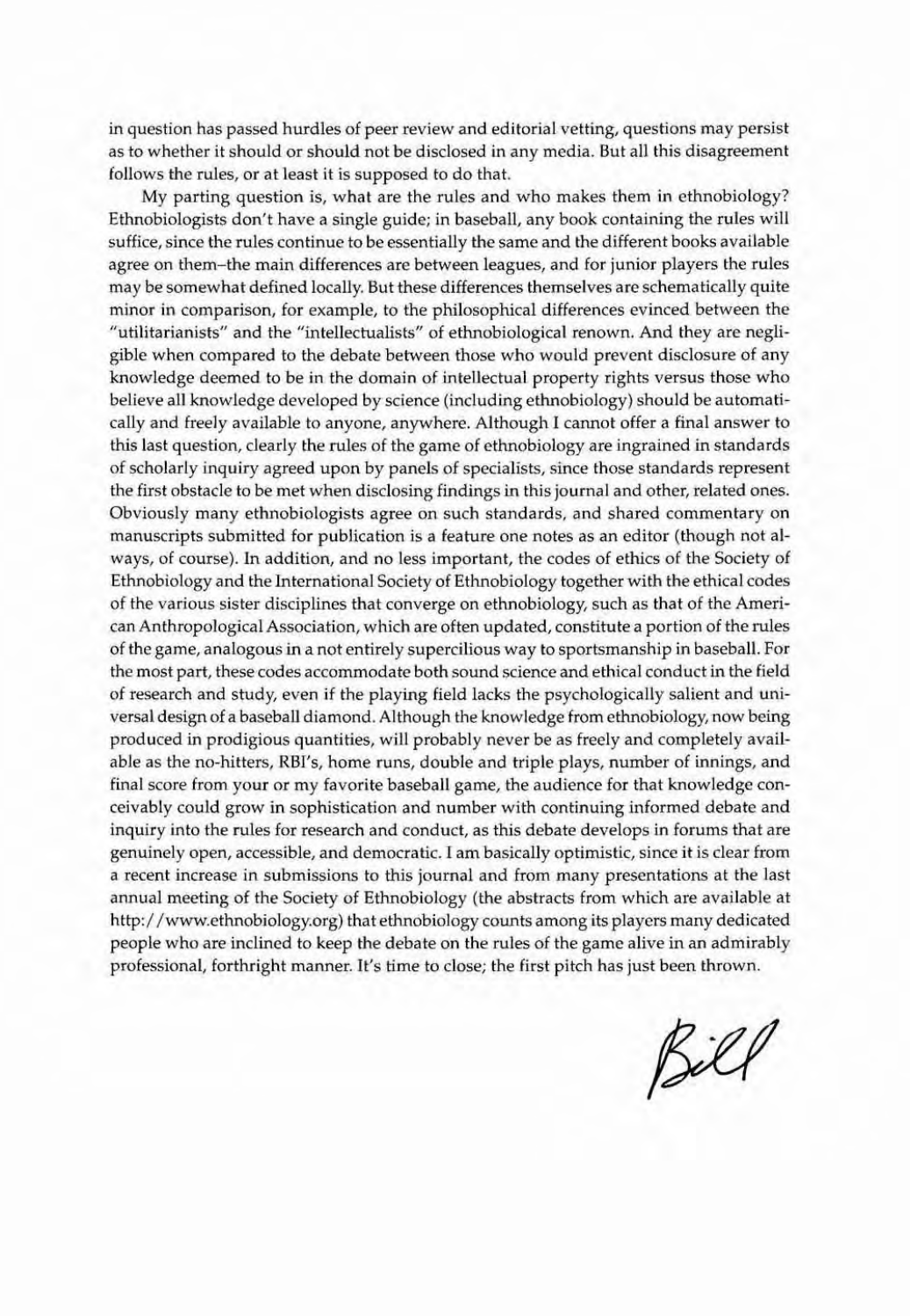in question has passed hurdles of peer review and editorial vetting, questions may persist as to whether it should or should not be disclosed in any media. But all this disagreement follows the rules, or at least it is supposed to do that.

My parting question is, what are the rules and who makes them in ethnobiology? Ethnobiologists don't have a single guide; in baseball, any book containing the rules will suffice, since the rules continue to be essentially the same and the different books available agree on them–the main differences are between leagues, and for junior players the rules may be somewhat defined locally. But these differences themselves are schematically quite minor in comparison, for example, to the philosophical differences evinced between the "utilitarianists" and the "intellectualists" of ethnobiological renown. And they are negligible when compared to the debate between those who would prevent disclosure of any knowledge deemed to be in the domain of intellectual property rights versus those who believe all knowledge developed by science (including ethnobiology) should be automatically and freely available to anyone, anywhere. Although I cannot offer a final answer to this last question, clearly the rules of the game of ethnobiology are ingrained in standards of scholarly inquiry agreed upon by panels of specialists, since those standards represent the first obstacle to be met when disclosing findings in this journal and other, related ones. Obviously many ethnobiologists agree on such standards, and shared commentary on manuscripts submitted for publication is a feature one notes as an editor (though not always, of course). In addition, and no less important, the codes of ethics of the Society of Ethnobiology and the International Society of Ethnobiology together with the ethical codes of the various sister disciplines that converge on ethnobiology, such as that of the American Anthropological Association, which are often updated, constitute a portion of the rules of the game, analogous in a not entirely supercilious way to sportsmanship in baseball. For the most part, these codes accommodate both sound science and ethical conduct in the field of research and study, even if the playing field lacks the psychologically salient and universal design of a baseball diamond. Although the knowledge from ethnobiology, now being produced in prodigious quantities, will probably never be as freely and completely available as the no-hitters, RBI's, home runs, double and triple plays, number of innings, and final score from your or my favorite baseball game, the audience for that knowledge conceivably could grow in sophistication and number with continuing informed debate and inquiry into the rules for research and conduct, as this debate develops in forums that are genuinely open, accessible, and democratic. I am basically optimistic, since it is clear from a recent increase in submissions to this journal and from many presentations at the last annual meeting of the Society of Ethnobiology (the abstracts from which are available at http://www.ethnobiology.org) that ethnobiology counts among its players many dedicated people who are inclined to keep the debate on the rules of the game alive in an admirably professional, forthright manner. It's time to close; the first pitch has just been thrown.

Bill